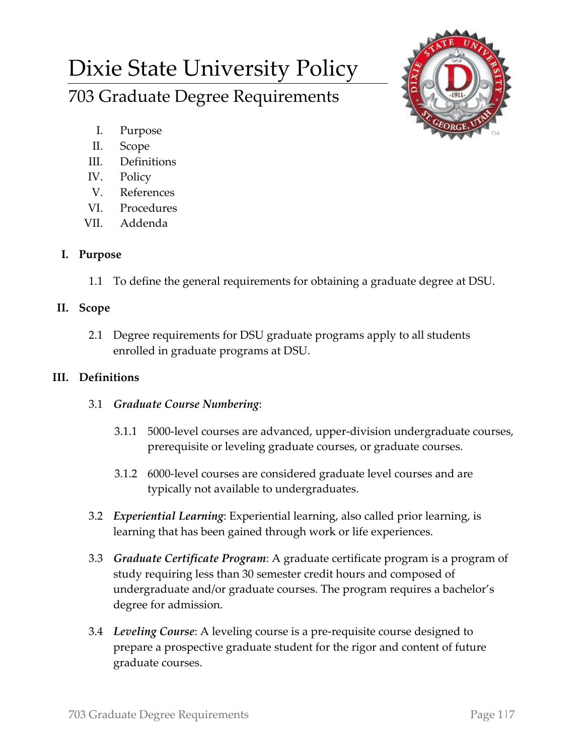# Dixie State University Policy

## 703 Graduate Degree Requirements

I. Purpose
II. Scope
III. Definitions
IV. Policy
V. References
VI. Procedures
VII. Addenda

### I. Purpose

1.1 To define the general requirements for obtaining a graduate degree at DSU.

### II. Scope

2.1 Degree requirements for DSU graduate programs apply to all students enrolled in graduate programs at DSU.

### III. Definitions

3.1 ***Graduate Course Numbering***:

3.1.1 5000-level courses are advanced, upper-division undergraduate courses, prerequisite or leveling graduate courses, or graduate courses.

3.1.2 6000-level courses are considered graduate level courses and are typically not available to undergraduates.

3.2 ***Experiential Learning***: Experiential learning, also called prior learning, is learning that has been gained through work or life experiences.

3.3 ***Graduate Certificate Program***: A graduate certificate program is a program of study requiring less than 30 semester credit hours and composed of undergraduate and/or graduate courses. The program requires a bachelor's degree for admission.

3.4 ***Leveling Course***: A leveling course is a pre-requisite course designed to prepare a prospective graduate student for the rigor and content of future graduate courses.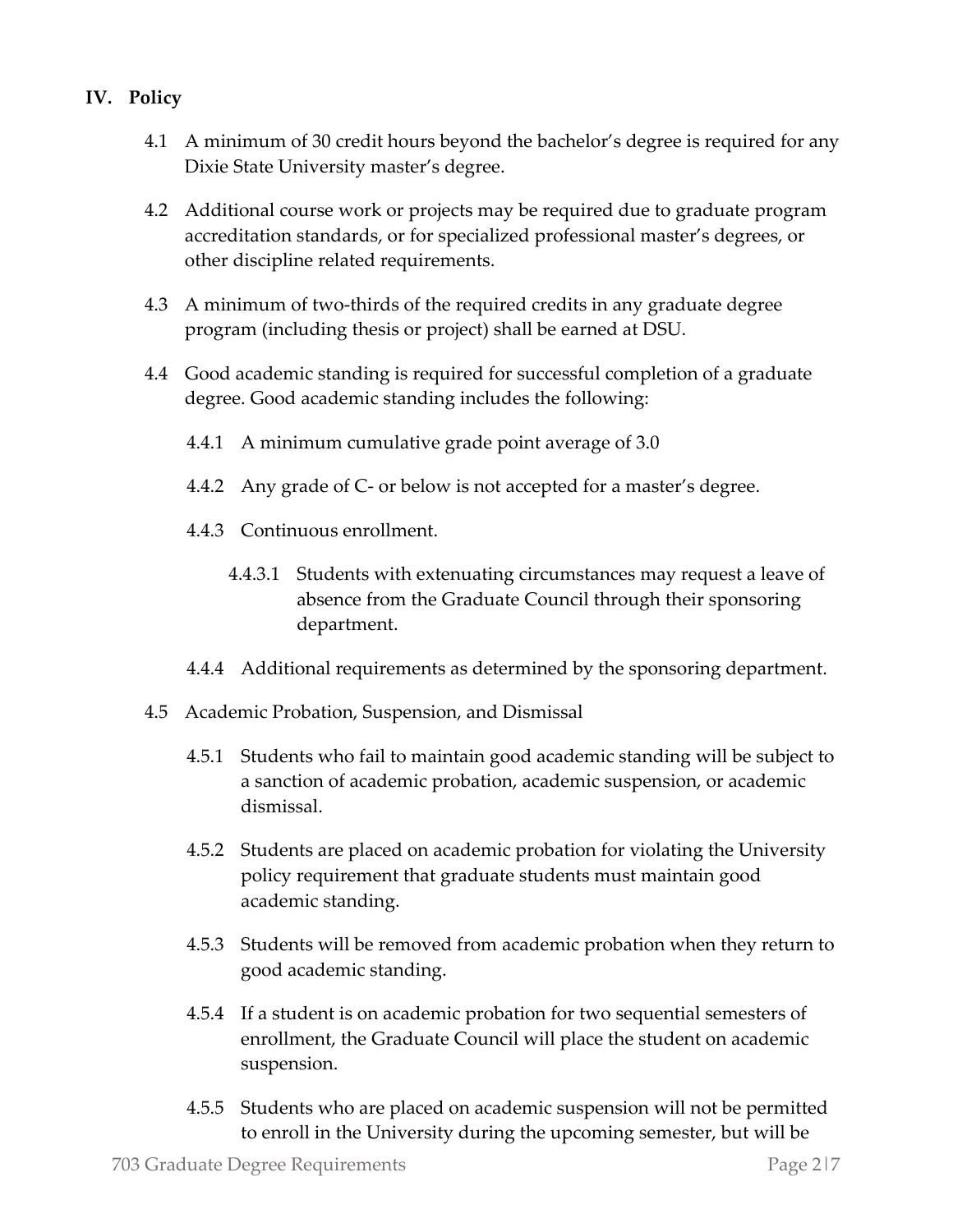## IV. Policy

4.1 A minimum of 30 credit hours beyond the bachelor's degree is required for any Dixie State University master's degree.

4.2 Additional course work or projects may be required due to graduate program accreditation standards, or for specialized professional master's degrees, or other discipline related requirements.

4.3 A minimum of two-thirds of the required credits in any graduate degree program (including thesis or project) shall be earned at DSU.

4.4 Good academic standing is required for successful completion of a graduate degree. Good academic standing includes the following:

4.4.1 A minimum cumulative grade point average of 3.0

4.4.2 Any grade of C- or below is not accepted for a master's degree.

4.4.3 Continuous enrollment.

4.4.3.1 Students with extenuating circumstances may request a leave of absence from the Graduate Council through their sponsoring department.

4.4.4 Additional requirements as determined by the sponsoring department.

4.5 Academic Probation, Suspension, and Dismissal

4.5.1 Students who fail to maintain good academic standing will be subject to a sanction of academic probation, academic suspension, or academic dismissal.

4.5.2 Students are placed on academic probation for violating the University policy requirement that graduate students must maintain good academic standing.

4.5.3 Students will be removed from academic probation when they return to good academic standing.

4.5.4 If a student is on academic probation for two sequential semesters of enrollment, the Graduate Council will place the student on academic suspension.

4.5.5 Students who are placed on academic suspension will not be permitted to enroll in the University during the upcoming semester, but will be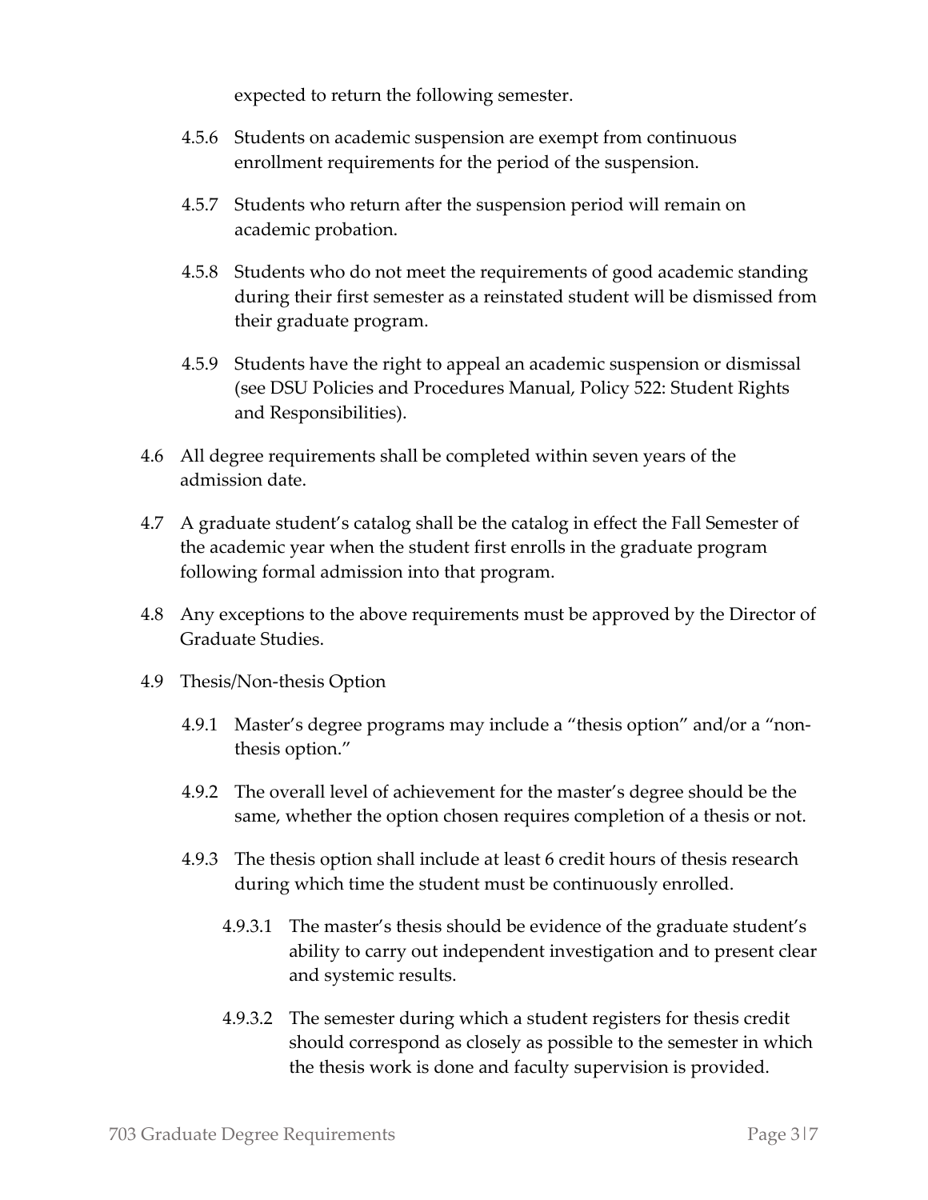expected to return the following semester.

4.5.6 Students on academic suspension are exempt from continuous enrollment requirements for the period of the suspension.

4.5.7 Students who return after the suspension period will remain on academic probation.

4.5.8 Students who do not meet the requirements of good academic standing during their first semester as a reinstated student will be dismissed from their graduate program.

4.5.9 Students have the right to appeal an academic suspension or dismissal (see DSU Policies and Procedures Manual, Policy 522: Student Rights and Responsibilities).

4.6 All degree requirements shall be completed within seven years of the admission date.

4.7 A graduate student's catalog shall be the catalog in effect the Fall Semester of the academic year when the student first enrolls in the graduate program following formal admission into that program.

4.8 Any exceptions to the above requirements must be approved by the Director of Graduate Studies.

4.9 Thesis/Non-thesis Option

4.9.1 Master's degree programs may include a "thesis option" and/or a "non-thesis option."

4.9.2 The overall level of achievement for the master's degree should be the same, whether the option chosen requires completion of a thesis or not.

4.9.3 The thesis option shall include at least 6 credit hours of thesis research during which time the student must be continuously enrolled.

4.9.3.1 The master's thesis should be evidence of the graduate student's ability to carry out independent investigation and to present clear and systemic results.

4.9.3.2 The semester during which a student registers for thesis credit should correspond as closely as possible to the semester in which the thesis work is done and faculty supervision is provided.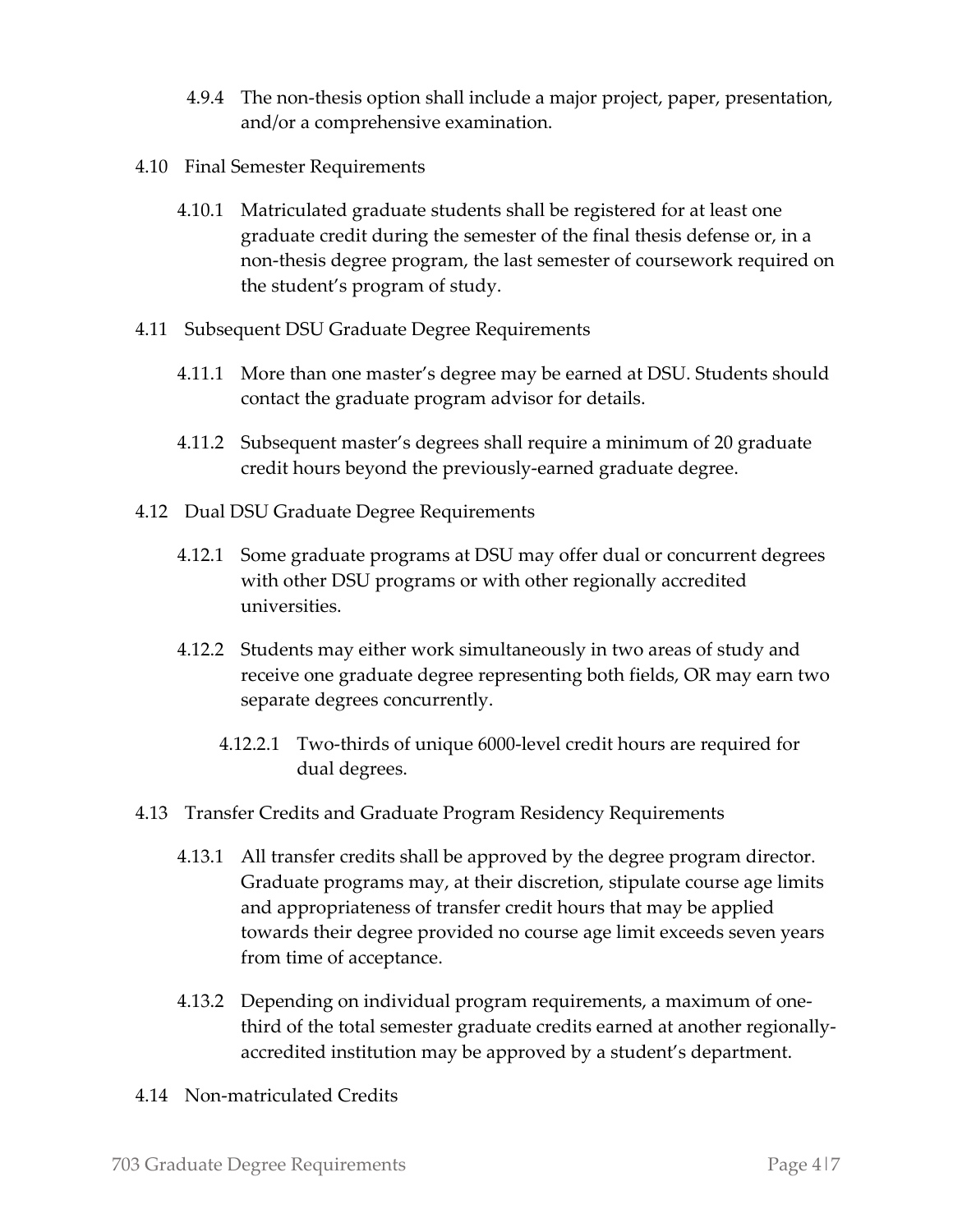4.9.4 The non-thesis option shall include a major project, paper, presentation, and/or a comprehensive examination.

4.10 Final Semester Requirements

4.10.1 Matriculated graduate students shall be registered for at least one graduate credit during the semester of the final thesis defense or, in a non-thesis degree program, the last semester of coursework required on the student's program of study.

4.11 Subsequent DSU Graduate Degree Requirements

4.11.1 More than one master's degree may be earned at DSU. Students should contact the graduate program advisor for details.

4.11.2 Subsequent master's degrees shall require a minimum of 20 graduate credit hours beyond the previously-earned graduate degree.

4.12 Dual DSU Graduate Degree Requirements

4.12.1 Some graduate programs at DSU may offer dual or concurrent degrees with other DSU programs or with other regionally accredited universities.

4.12.2 Students may either work simultaneously in two areas of study and receive one graduate degree representing both fields, OR may earn two separate degrees concurrently.

4.12.2.1 Two-thirds of unique 6000-level credit hours are required for dual degrees.

4.13 Transfer Credits and Graduate Program Residency Requirements

4.13.1 All transfer credits shall be approved by the degree program director. Graduate programs may, at their discretion, stipulate course age limits and appropriateness of transfer credit hours that may be applied towards their degree provided no course age limit exceeds seven years from time of acceptance.

4.13.2 Depending on individual program requirements, a maximum of one-third of the total semester graduate credits earned at another regionally-accredited institution may be approved by a student's department.

4.14 Non-matriculated Credits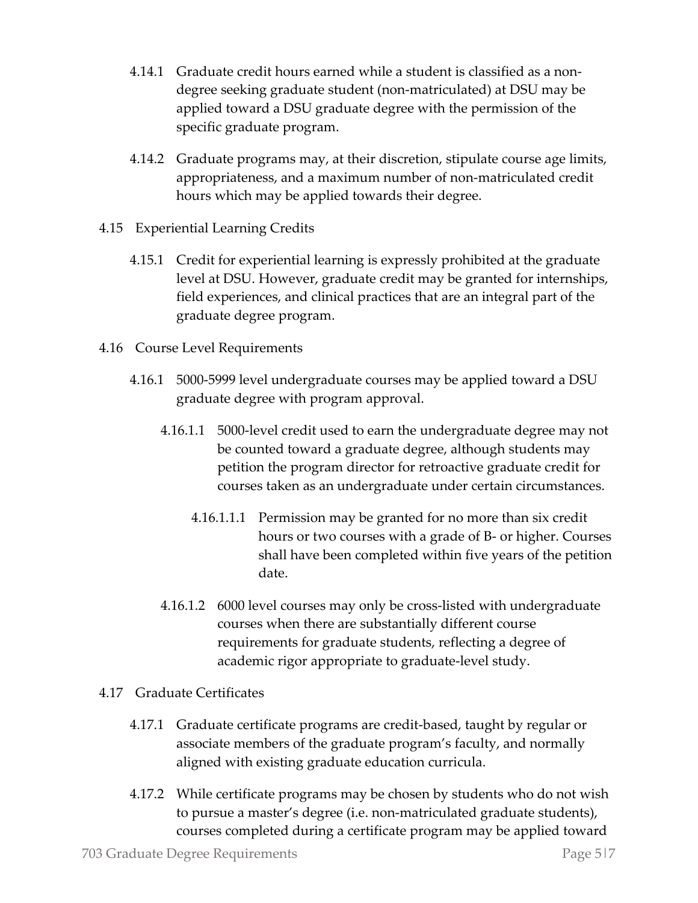4.14.1 Graduate credit hours earned while a student is classified as a non-degree seeking graduate student (non-matriculated) at DSU may be applied toward a DSU graduate degree with the permission of the specific graduate program.

4.14.2 Graduate programs may, at their discretion, stipulate course age limits, appropriateness, and a maximum number of non-matriculated credit hours which may be applied towards their degree.

4.15 Experiential Learning Credits

4.15.1 Credit for experiential learning is expressly prohibited at the graduate level at DSU. However, graduate credit may be granted for internships, field experiences, and clinical practices that are an integral part of the graduate degree program.

4.16 Course Level Requirements

4.16.1 5000-5999 level undergraduate courses may be applied toward a DSU graduate degree with program approval.

4.16.1.1 5000-level credit used to earn the undergraduate degree may not be counted toward a graduate degree, although students may petition the program director for retroactive graduate credit for courses taken as an undergraduate under certain circumstances.

4.16.1.1.1 Permission may be granted for no more than six credit hours or two courses with a grade of B- or higher. Courses shall have been completed within five years of the petition date.

4.16.1.2 6000 level courses may only be cross-listed with undergraduate courses when there are substantially different course requirements for graduate students, reflecting a degree of academic rigor appropriate to graduate-level study.

4.17 Graduate Certificates

4.17.1 Graduate certificate programs are credit-based, taught by regular or associate members of the graduate program's faculty, and normally aligned with existing graduate education curricula.

4.17.2 While certificate programs may be chosen by students who do not wish to pursue a master's degree (i.e. non-matriculated graduate students), courses completed during a certificate program may be applied toward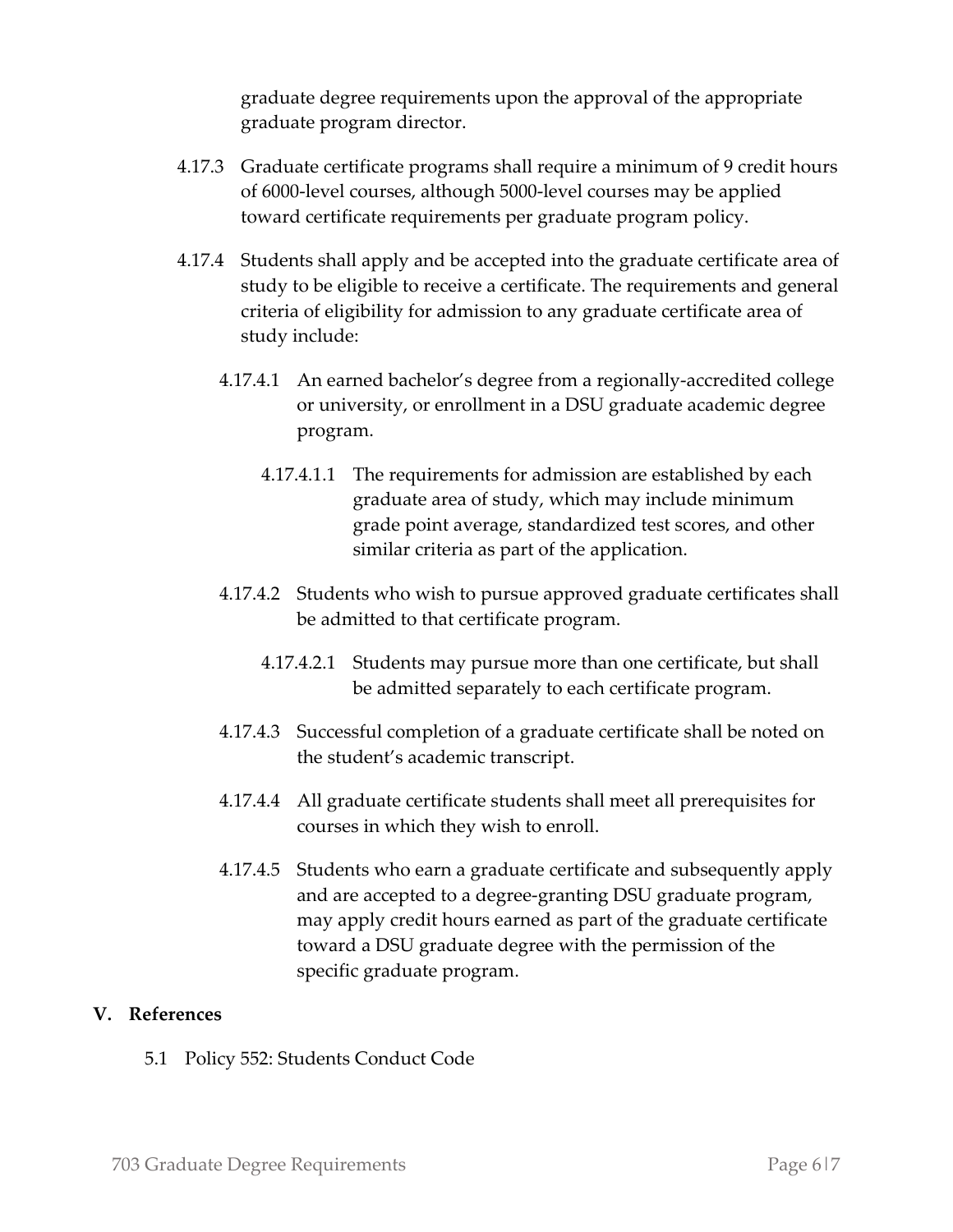graduate degree requirements upon the approval of the appropriate graduate program director.

4.17.3 Graduate certificate programs shall require a minimum of 9 credit hours of 6000-level courses, although 5000-level courses may be applied toward certificate requirements per graduate program policy.

4.17.4 Students shall apply and be accepted into the graduate certificate area of study to be eligible to receive a certificate. The requirements and general criteria of eligibility for admission to any graduate certificate area of study include:

4.17.4.1 An earned bachelor's degree from a regionally-accredited college or university, or enrollment in a DSU graduate academic degree program.

4.17.4.1.1 The requirements for admission are established by each graduate area of study, which may include minimum grade point average, standardized test scores, and other similar criteria as part of the application.

4.17.4.2 Students who wish to pursue approved graduate certificates shall be admitted to that certificate program.

4.17.4.2.1 Students may pursue more than one certificate, but shall be admitted separately to each certificate program.

4.17.4.3 Successful completion of a graduate certificate shall be noted on the student's academic transcript.

4.17.4.4 All graduate certificate students shall meet all prerequisites for courses in which they wish to enroll.

4.17.4.5 Students who earn a graduate certificate and subsequently apply and are accepted to a degree-granting DSU graduate program, may apply credit hours earned as part of the graduate certificate toward a DSU graduate degree with the permission of the specific graduate program.

## V. References

5.1 Policy 552: Students Conduct Code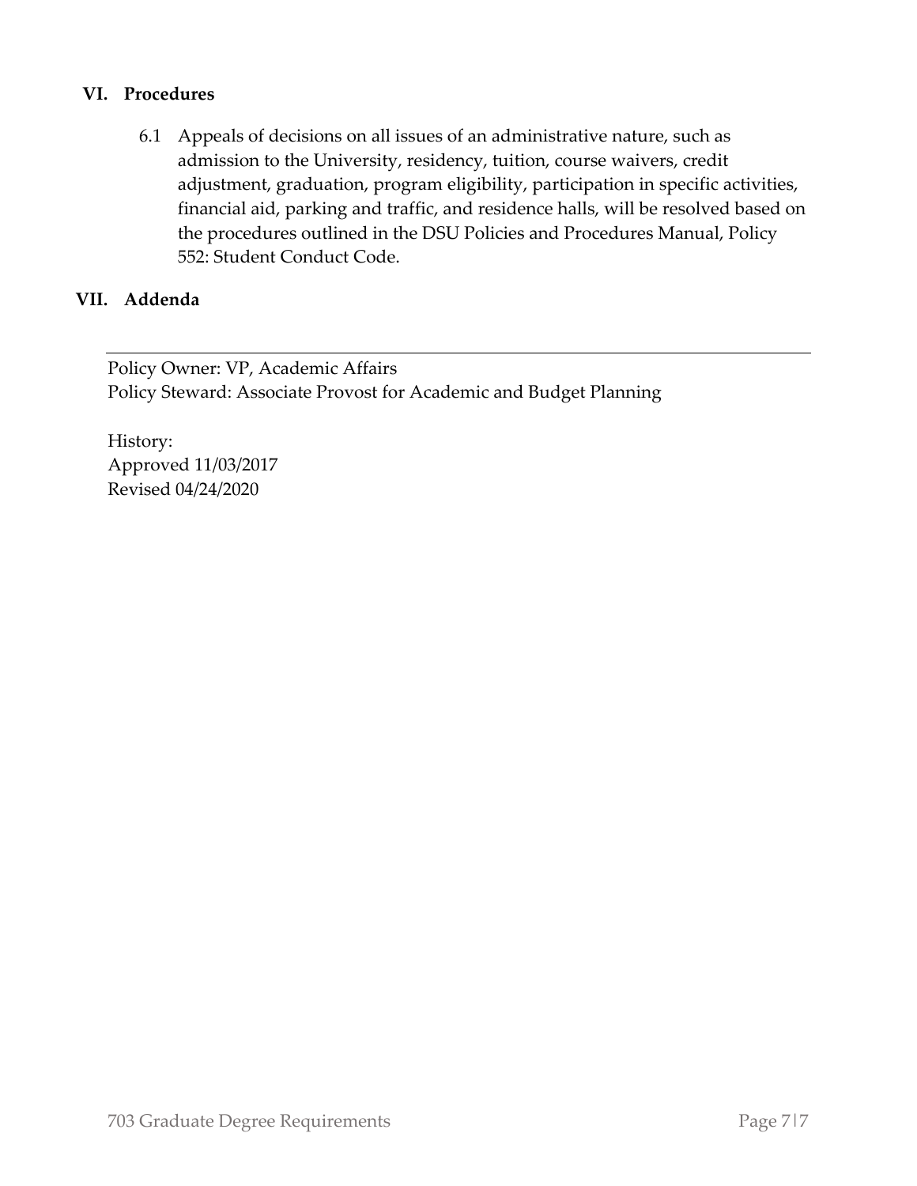## VI. Procedures

6.1 Appeals of decisions on all issues of an administrative nature, such as admission to the University, residency, tuition, course waivers, credit adjustment, graduation, program eligibility, participation in specific activities, financial aid, parking and traffic, and residence halls, will be resolved based on the procedures outlined in the DSU Policies and Procedures Manual, Policy 552: Student Conduct Code.

## VII. Addenda

---

Policy Owner: VP, Academic Affairs
Policy Steward: Associate Provost for Academic and Budget Planning

History:
Approved 11/03/2017
Revised 04/24/2020